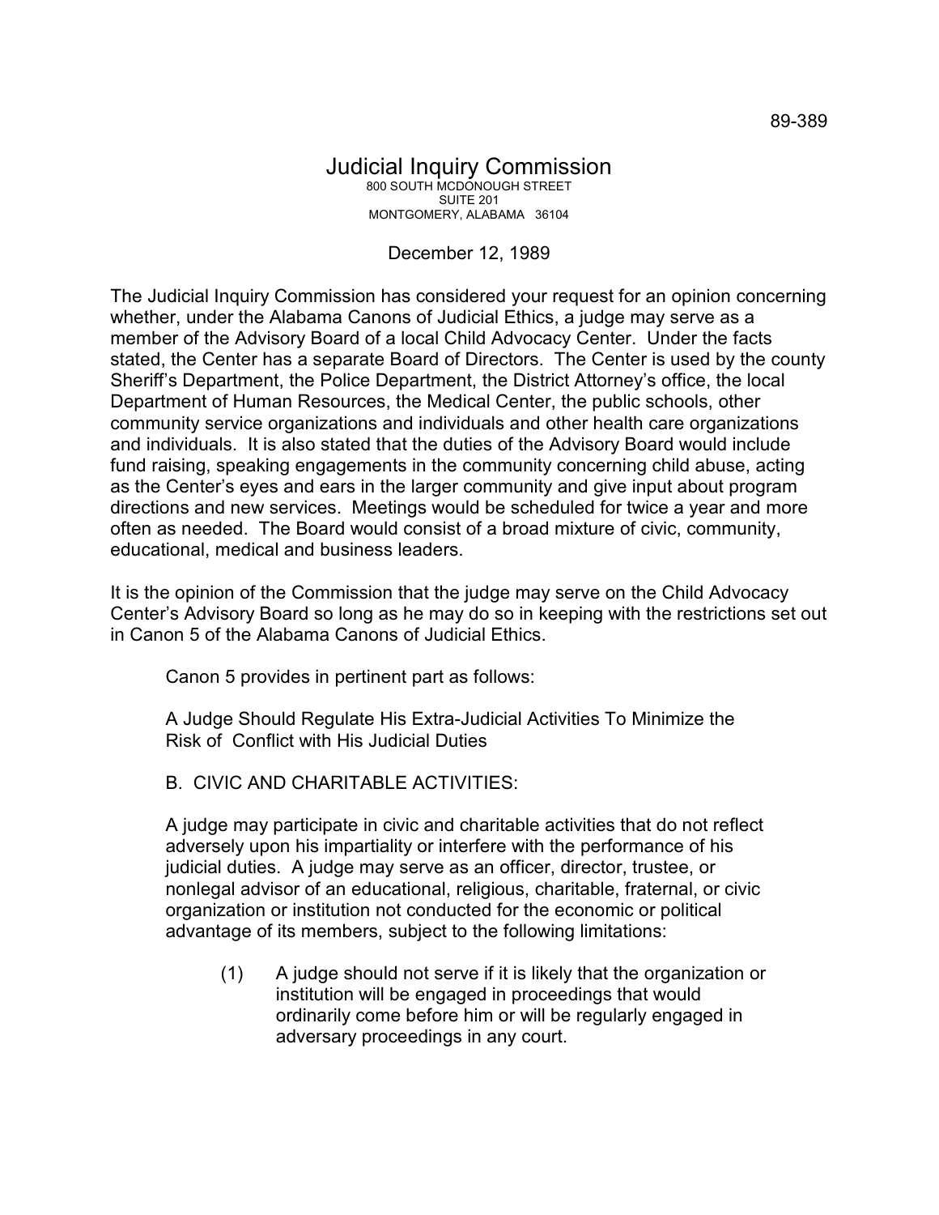89-389

# Judicial Inquiry Commission

800 SOUTH MCDONOUGH STREET
SUITE 201
MONTGOMERY, ALABAMA 36104

December 12, 1989

The Judicial Inquiry Commission has considered your request for an opinion concerning whether, under the Alabama Canons of Judicial Ethics, a judge may serve as a member of the Advisory Board of a local Child Advocacy Center. Under the facts stated, the Center has a separate Board of Directors. The Center is used by the county Sheriff's Department, the Police Department, the District Attorney's office, the local Department of Human Resources, the Medical Center, the public schools, other community service organizations and individuals and other health care organizations and individuals. It is also stated that the duties of the Advisory Board would include fund raising, speaking engagements in the community concerning child abuse, acting as the Center's eyes and ears in the larger community and give input about program directions and new services. Meetings would be scheduled for twice a year and more often as needed. The Board would consist of a broad mixture of civic, community, educational, medical and business leaders.

It is the opinion of the Commission that the judge may serve on the Child Advocacy Center's Advisory Board so long as he may do so in keeping with the restrictions set out in Canon 5 of the Alabama Canons of Judicial Ethics.

Canon 5 provides in pertinent part as follows:

> A Judge Should Regulate His Extra-Judicial Activities To Minimize the Risk of Conflict with His Judicial Duties
>
> B. CIVIC AND CHARITABLE ACTIVITIES:
>
> A judge may participate in civic and charitable activities that do not reflect adversely upon his impartiality or interfere with the performance of his judicial duties. A judge may serve as an officer, director, trustee, or nonlegal advisor of an educational, religious, charitable, fraternal, or civic organization or institution not conducted for the economic or political advantage of its members, subject to the following limitations:
>
> (1) A judge should not serve if it is likely that the organization or institution will be engaged in proceedings that would ordinarily come before him or will be regularly engaged in adversary proceedings in any court.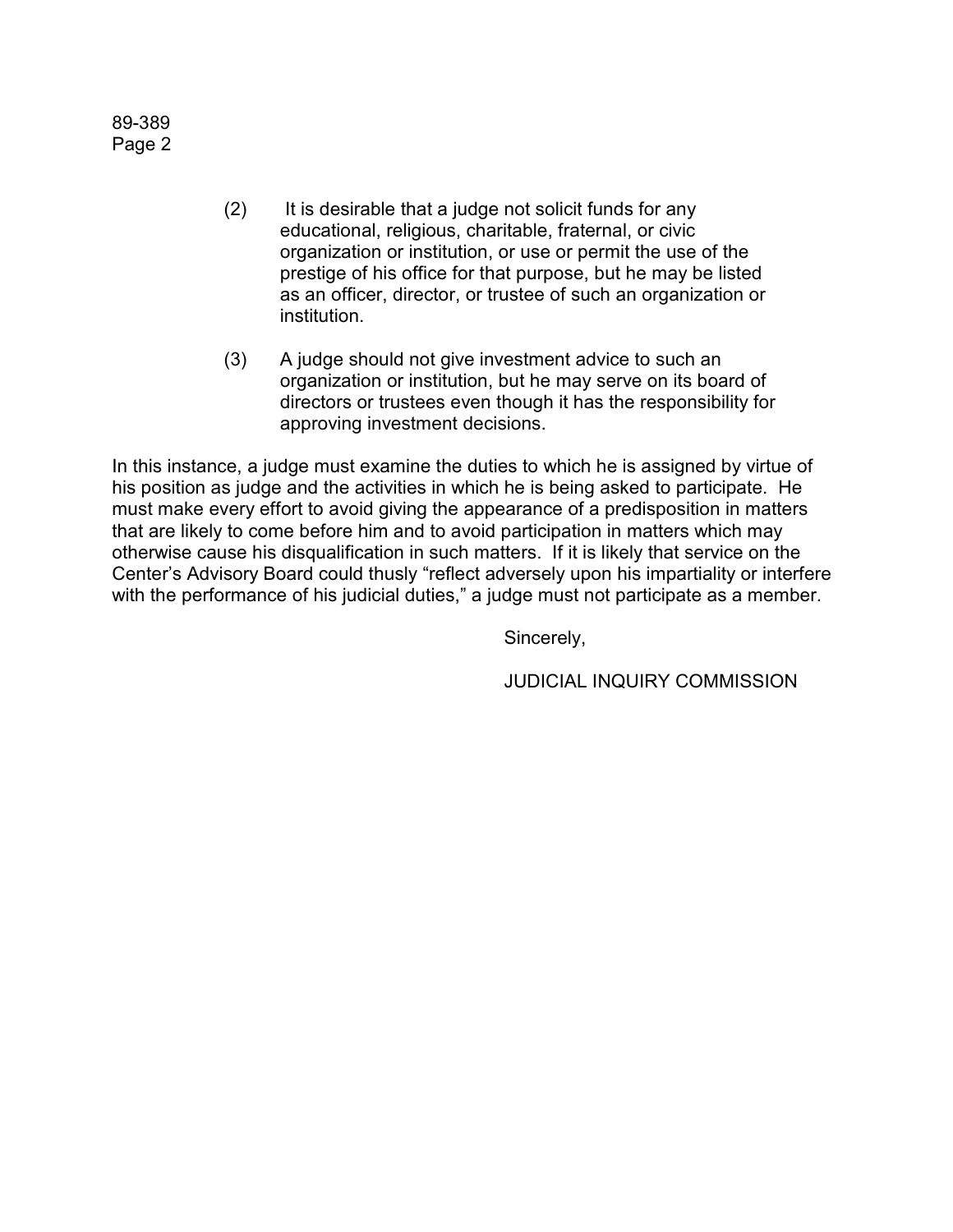(2) It is desirable that a judge not solicit funds for any educational, religious, charitable, fraternal, or civic organization or institution, or use or permit the use of the prestige of his office for that purpose, but he may be listed as an officer, director, or trustee of such an organization or institution.

(3) A judge should not give investment advice to such an organization or institution, but he may serve on its board of directors or trustees even though it has the responsibility for approving investment decisions.

In this instance, a judge must examine the duties to which he is assigned by virtue of his position as judge and the activities in which he is being asked to participate. He must make every effort to avoid giving the appearance of a predisposition in matters that are likely to come before him and to avoid participation in matters which may otherwise cause his disqualification in such matters. If it is likely that service on the Center's Advisory Board could thusly "reflect adversely upon his impartiality or interfere with the performance of his judicial duties," a judge must not participate as a member.

Sincerely,

JUDICIAL INQUIRY COMMISSION